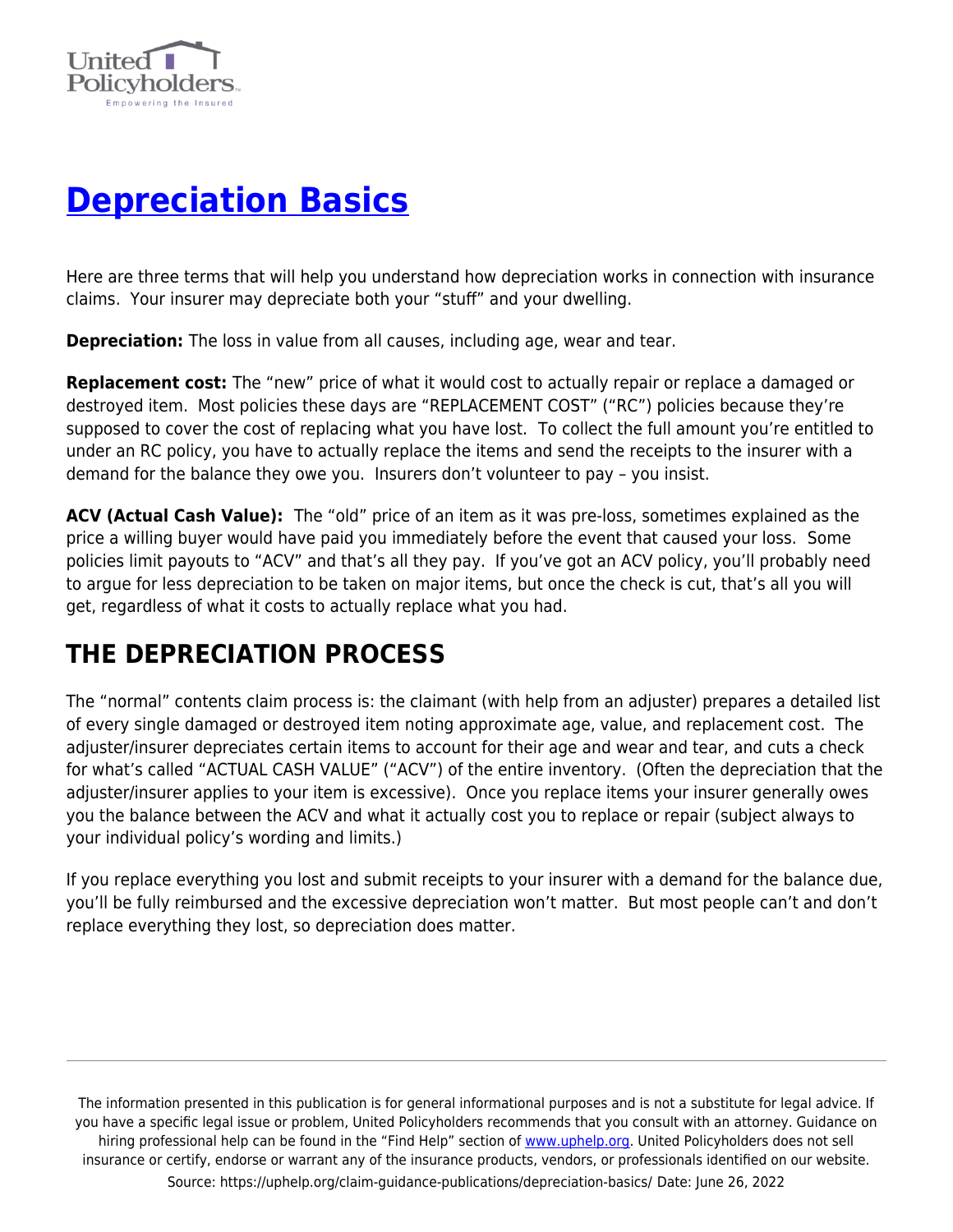# Depreciation Basics

Here are three terms that will help you understand how depreciation works in connection with insurance claims. Your insurer may depreciate both your "stuff" and your dwelling.

**Depreciation:** The loss in value from all causes, including age, wear and tear.

**Replacement cost:** The "new" price of what it would cost to actually repair or replace a damaged or destroyed item. Most policies these days are "REPLACEMENT COST" ("RC") policies because they're supposed to cover the cost of replacing what you have lost. To collect the full amount you're entitled to under an RC policy, you have to actually replace the items and send the receipts to the insurer with a demand for the balance they owe you. Insurers don't volunteer to pay – you insist.

**ACV (Actual Cash Value):** The "old" price of an item as it was pre-loss, sometimes explained as the price a willing buyer would have paid you immediately before the event that caused your loss. Some policies limit payouts to "ACV" and that's all they pay. If you've got an ACV policy, you'll probably need to argue for less depreciation to be taken on major items, but once the check is cut, that's all you will get, regardless of what it costs to actually replace what you had.

## THE DEPRECIATION PROCESS

The "normal" contents claim process is: the claimant (with help from an adjuster) prepares a detailed list of every single damaged or destroyed item noting approximate age, value, and replacement cost. The adjuster/insurer depreciates certain items to account for their age and wear and tear, and cuts a check for what's called "ACTUAL CASH VALUE" ("ACV") of the entire inventory. (Often the depreciation that the adjuster/insurer applies to your item is excessive). Once you replace items your insurer generally owes you the balance between the ACV and what it actually cost you to replace or repair (subject always to your individual policy's wording and limits.)

If you replace everything you lost and submit receipts to your insurer with a demand for the balance due, you'll be fully reimbursed and the excessive depreciation won't matter. But most people can't and don't replace everything they lost, so depreciation does matter.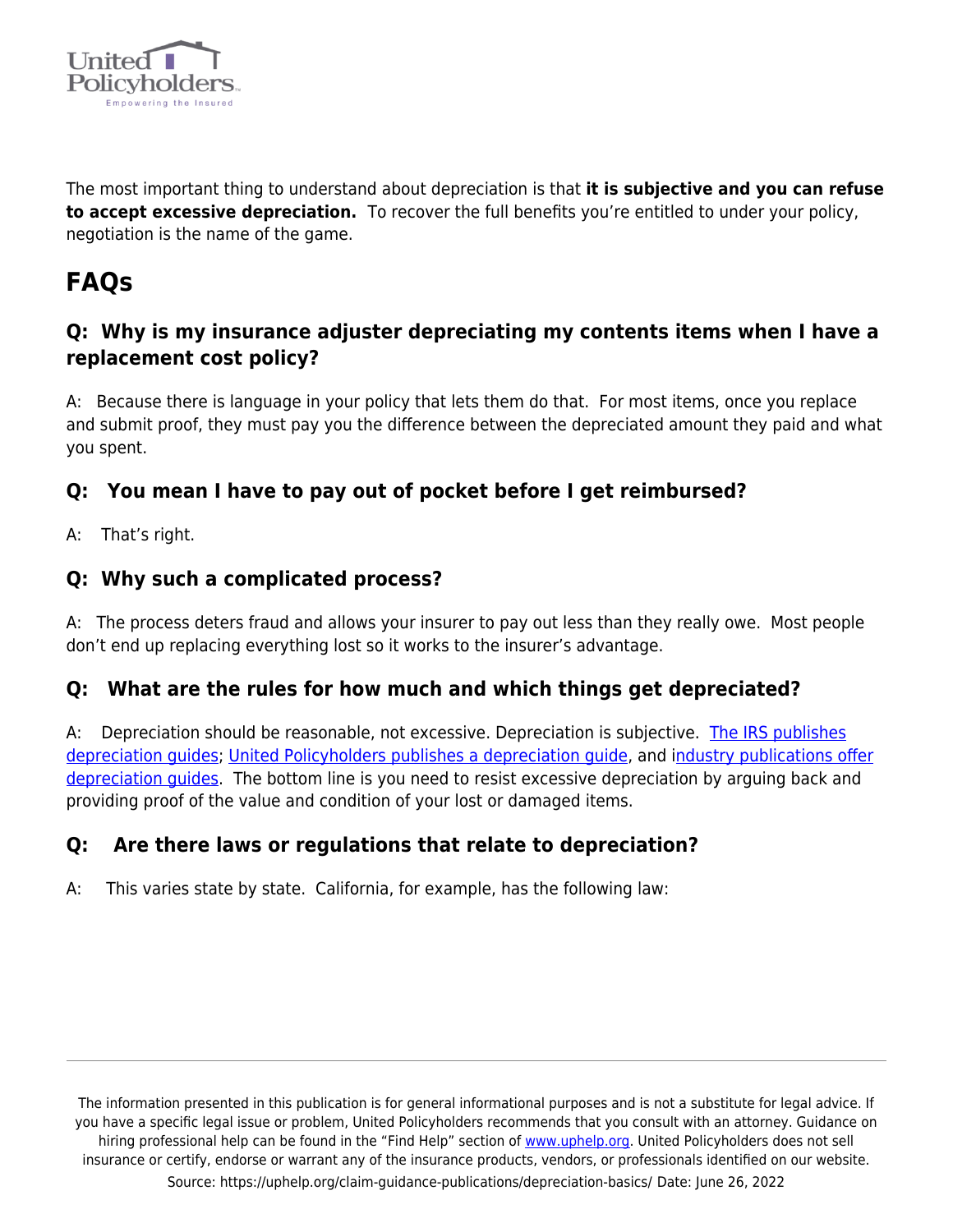The most important thing to understand about depreciation is that **it is subjective and you can refuse to accept excessive depreciation.** To recover the full benefits you're entitled to under your policy, negotiation is the name of the game.

## FAQs

### Q: Why is my insurance adjuster depreciating my contents items when I have a replacement cost policy?

A: Because there is language in your policy that lets them do that. For most items, once you replace and submit proof, they must pay you the difference between the depreciated amount they paid and what you spent.

### Q: You mean I have to pay out of pocket before I get reimbursed?

A: That's right.

### Q: Why such a complicated process?

A: The process deters fraud and allows your insurer to pay out less than they really owe. Most people don't end up replacing everything lost so it works to the insurer's advantage.

### Q: What are the rules for how much and which things get depreciated?

A: Depreciation should be reasonable, not excessive. Depreciation is subjective. The IRS publishes depreciation guides; United Policyholders publishes a depreciation guide, and industry publications offer depreciation guides. The bottom line is you need to resist excessive depreciation by arguing back and providing proof of the value and condition of your lost or damaged items.

### Q: Are there laws or regulations that relate to depreciation?

A: This varies state by state. California, for example, has the following law: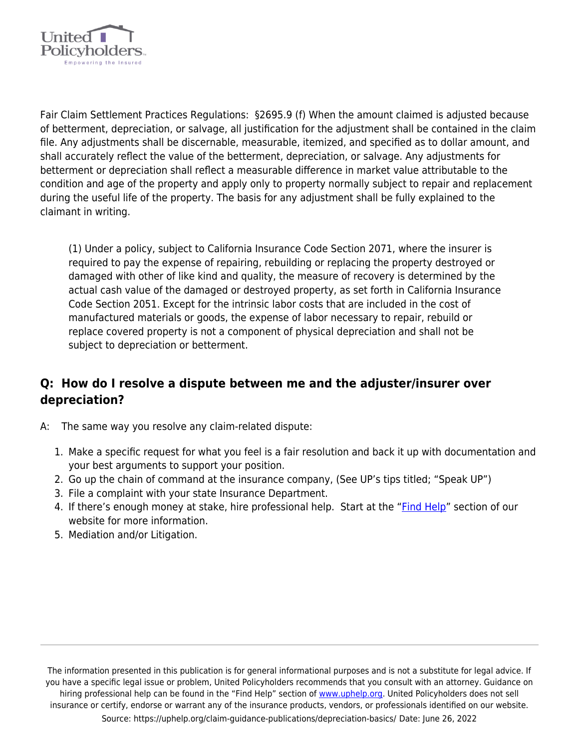Fair Claim Settlement Practices Regulations: §2695.9 (f) When the amount claimed is adjusted because of betterment, depreciation, or salvage, all justification for the adjustment shall be contained in the claim file. Any adjustments shall be discernable, measurable, itemized, and specified as to dollar amount, and shall accurately reflect the value of the betterment, depreciation, or salvage. Any adjustments for betterment or depreciation shall reflect a measurable difference in market value attributable to the condition and age of the property and apply only to property normally subject to repair and replacement during the useful life of the property. The basis for any adjustment shall be fully explained to the claimant in writing.

> (1) Under a policy, subject to California Insurance Code Section 2071, where the insurer is required to pay the expense of repairing, rebuilding or replacing the property destroyed or damaged with other of like kind and quality, the measure of recovery is determined by the actual cash value of the damaged or destroyed property, as set forth in California Insurance Code Section 2051. Except for the intrinsic labor costs that are included in the cost of manufactured materials or goods, the expense of labor necessary to repair, rebuild or replace covered property is not a component of physical depreciation and shall not be subject to depreciation or betterment.

## Q: How do I resolve a dispute between me and the adjuster/insurer over depreciation?

A: The same way you resolve any claim-related dispute:

1. Make a specific request for what you feel is a fair resolution and back it up with documentation and your best arguments to support your position.
2. Go up the chain of command at the insurance company, (See UP's tips titled; "Speak UP")
3. File a complaint with your state Insurance Department.
4. If there's enough money at stake, hire professional help. Start at the "[Find Help](https://uphelp.org)" section of our website for more information.
5. Mediation and/or Litigation.

The information presented in this publication is for general informational purposes and is not a substitute for legal advice. If you have a specific legal issue or problem, United Policyholders recommends that you consult with an attorney. Guidance on hiring professional help can be found in the "Find Help" section of www.uphelp.org. United Policyholders does not sell insurance or certify, endorse or warrant any of the insurance products, vendors, or professionals identified on our website.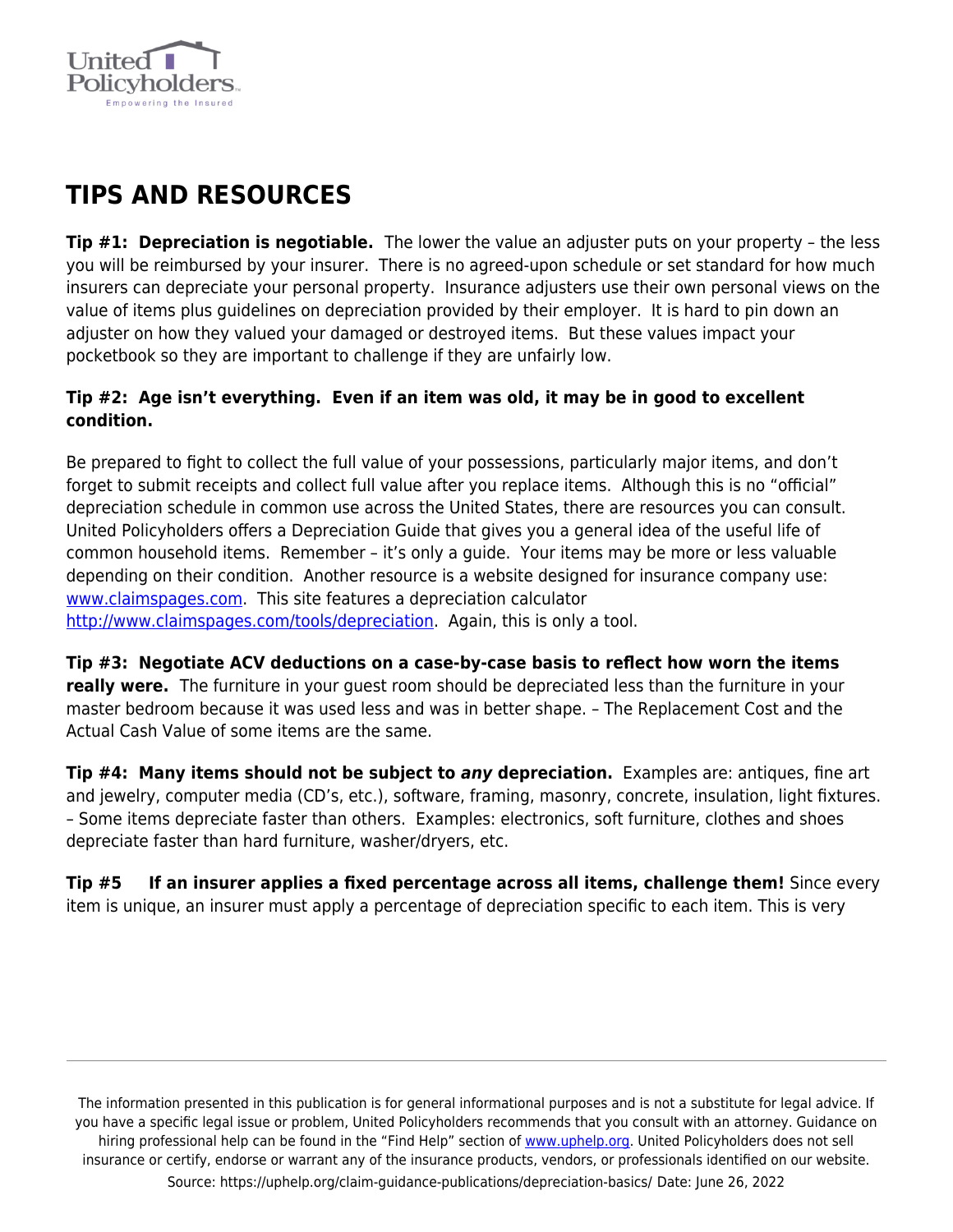## TIPS AND RESOURCES

**Tip #1: Depreciation is negotiable.** The lower the value an adjuster puts on your property – the less you will be reimbursed by your insurer. There is no agreed-upon schedule or set standard for how much insurers can depreciate your personal property. Insurance adjusters use their own personal views on the value of items plus guidelines on depreciation provided by their employer. It is hard to pin down an adjuster on how they valued your damaged or destroyed items. But these values impact your pocketbook so they are important to challenge if they are unfairly low.

**Tip #2: Age isn't everything. Even if an item was old, it may be in good to excellent condition.**

Be prepared to fight to collect the full value of your possessions, particularly major items, and don't forget to submit receipts and collect full value after you replace items. Although this is no "official" depreciation schedule in common use across the United States, there are resources you can consult. United Policyholders offers a Depreciation Guide that gives you a general idea of the useful life of common household items. Remember – it's only a guide. Your items may be more or less valuable depending on their condition. Another resource is a website designed for insurance company use: [www.claimspages.com](http://www.claimspages.com). This site features a depreciation calculator [http://www.claimspages.com/tools/depreciation](http://www.claimspages.com/tools/depreciation). Again, this is only a tool.

**Tip #3: Negotiate ACV deductions on a case-by-case basis to reflect how worn the items really were.** The furniture in your guest room should be depreciated less than the furniture in your master bedroom because it was used less and was in better shape. – The Replacement Cost and the Actual Cash Value of some items are the same.

**Tip #4: Many items should not be subject to *any* depreciation.** Examples are: antiques, fine art and jewelry, computer media (CD's, etc.), software, framing, masonry, concrete, insulation, light fixtures. – Some items depreciate faster than others. Examples: electronics, soft furniture, clothes and shoes depreciate faster than hard furniture, washer/dryers, etc.

**Tip #5 If an insurer applies a fixed percentage across all items, challenge them!** Since every item is unique, an insurer must apply a percentage of depreciation specific to each item. This is very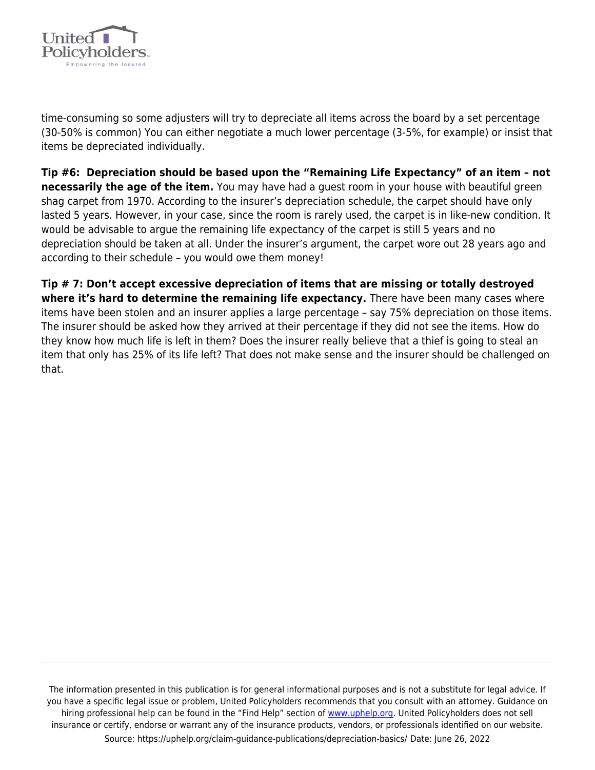time-consuming so some adjusters will try to depreciate all items across the board by a set percentage (30-50% is common) You can either negotiate a much lower percentage (3-5%, for example) or insist that items be depreciated individually.

**Tip #6: Depreciation should be based upon the "Remaining Life Expectancy" of an item – not necessarily the age of the item.** You may have had a guest room in your house with beautiful green shag carpet from 1970. According to the insurer's depreciation schedule, the carpet should have only lasted 5 years. However, in your case, since the room is rarely used, the carpet is in like-new condition. It would be advisable to argue the remaining life expectancy of the carpet is still 5 years and no depreciation should be taken at all. Under the insurer's argument, the carpet wore out 28 years ago and according to their schedule – you would owe them money!

**Tip # 7: Don't accept excessive depreciation of items that are missing or totally destroyed where it's hard to determine the remaining life expectancy.** There have been many cases where items have been stolen and an insurer applies a large percentage – say 75% depreciation on those items. The insurer should be asked how they arrived at their percentage if they did not see the items. How do they know how much life is left in them? Does the insurer really believe that a thief is going to steal an item that only has 25% of its life left? That does not make sense and the insurer should be challenged on that.

The information presented in this publication is for general informational purposes and is not a substitute for legal advice. If you have a specific legal issue or problem, United Policyholders recommends that you consult with an attorney. Guidance on hiring professional help can be found in the "Find Help" section of www.uphelp.org. United Policyholders does not sell insurance or certify, endorse or warrant any of the insurance products, vendors, or professionals identified on our website.

Source: https://uphelp.org/claim-guidance-publications/depreciation-basics/ Date: June 26, 2022